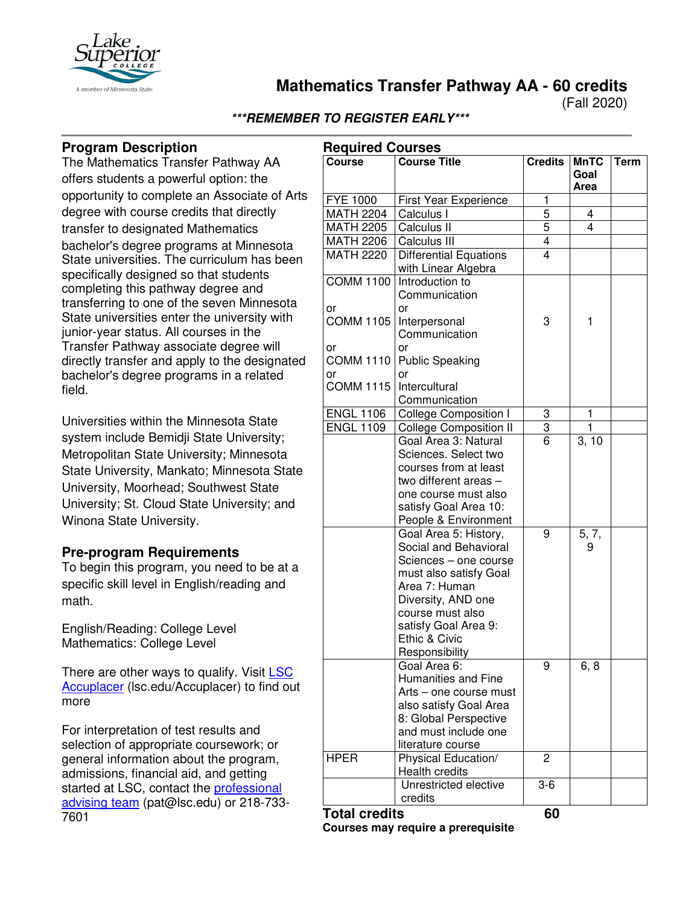# Mathematics Transfer Pathway AA - 60 credits

(Fall 2020)

***REMEMBER TO REGISTER EARLY***

## Program Description

The Mathematics Transfer Pathway AA offers students a powerful option: the opportunity to complete an Associate of Arts degree with course credits that directly transfer to designated Mathematics bachelor's degree programs at Minnesota State universities. The curriculum has been specifically designed so that students completing this pathway degree and transferring to one of the seven Minnesota State universities enter the university with junior-year status. All courses in the Transfer Pathway associate degree will directly transfer and apply to the designated bachelor's degree programs in a related field.

Universities within the Minnesota State system include Bemidji State University; Metropolitan State University; Minnesota State University, Mankato; Minnesota State University, Moorhead; Southwest State University; St. Cloud State University; and Winona State University.

## Pre-program Requirements

To begin this program, you need to be at a specific skill level in English/reading and math.

English/Reading: College Level
Mathematics: College Level

There are other ways to qualify. Visit LSC Accuplacer (lsc.edu/Accuplacer) to find out more

For interpretation of test results and selection of appropriate coursework; or general information about the program, admissions, financial aid, and getting started at LSC, contact the professional advising team (pat@lsc.edu) or 218-733-7601

## Required Courses

| Course | Course Title | Credits | MnTC Goal Area | Term |
|---|---|---|---|---|
| FYE 1000 | First Year Experience | 1 | | |
| MATH 2204 | Calculus I | 5 | 4 | |
| MATH 2205 | Calculus II | 5 | 4 | |
| MATH 2206 | Calculus III | 4 | | |
| MATH 2220 | Differential Equations with Linear Algebra | 4 | | |
| COMM 1100 or COMM 1105 or COMM 1110 or COMM 1115 | Introduction to Communication or Interpersonal Communication or Public Speaking or Intercultural Communication | 3 | 1 | |
| ENGL 1106 | College Composition I | 3 | 1 | |
| ENGL 1109 | College Composition II | 3 | 1 | |
| | Goal Area 3: Natural Sciences. Select two courses from at least two different areas – one course must also satisfy Goal Area 10: People & Environment | 6 | 3, 10 | |
| | Goal Area 5: History, Social and Behavioral Sciences – one course must also satisfy Goal Area 7: Human Diversity, AND one course must also satisfy Goal Area 9: Ethic & Civic Responsibility | 9 | 5, 7, 9 | |
| | Goal Area 6: Humanities and Fine Arts – one course must also satisfy Goal Area 8: Global Perspective and must include one literature course | 9 | 6, 8 | |
| HPER | Physical Education/ Health credits | 2 | | |
| | Unrestricted elective credits | 3-6 | | |
| **Total credits** | | **60** | | |

**Courses may require a prerequisite**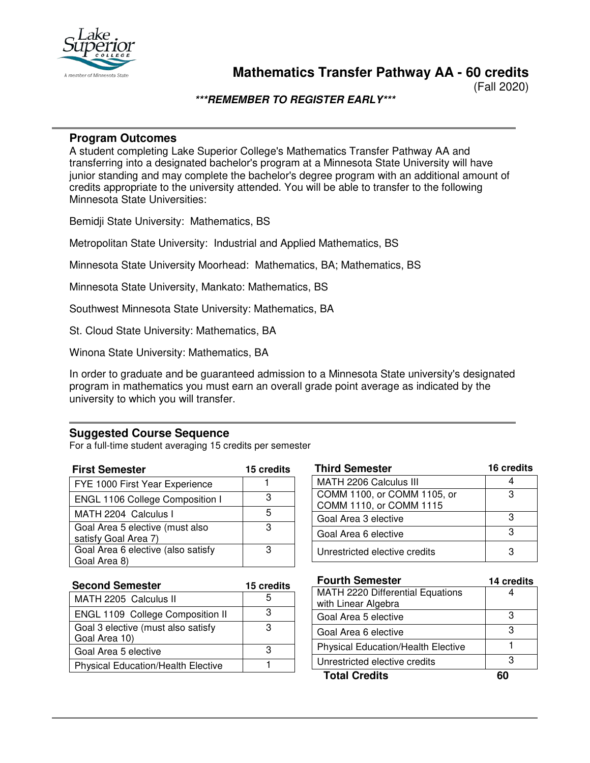# Mathematics Transfer Pathway AA - 60 credits

(Fall 2020)

***REMEMBER TO REGISTER EARLY***

## Program Outcomes

A student completing Lake Superior College's Mathematics Transfer Pathway AA and transferring into a designated bachelor's program at a Minnesota State University will have junior standing and may complete the bachelor's degree program with an additional amount of credits appropriate to the university attended. You will be able to transfer to the following Minnesota State Universities:

Bemidji State University: Mathematics, BS

Metropolitan State University: Industrial and Applied Mathematics, BS

Minnesota State University Moorhead: Mathematics, BA; Mathematics, BS

Minnesota State University, Mankato: Mathematics, BS

Southwest Minnesota State University: Mathematics, BA

St. Cloud State University: Mathematics, BA

Winona State University: Mathematics, BA

In order to graduate and be guaranteed admission to a Minnesota State university's designated program in mathematics you must earn an overall grade point average as indicated by the university to which you will transfer.

## Suggested Course Sequence

For a full-time student averaging 15 credits per semester

| First Semester | 15 credits |
|---|---|
| FYE 1000 First Year Experience | 1 |
| ENGL 1106 College Composition I | 3 |
| MATH 2204 Calculus I | 5 |
| Goal Area 5 elective (must also satisfy Goal Area 7) | 3 |
| Goal Area 6 elective (also satisfy Goal Area 8) | 3 |

| Second Semester | 15 credits |
|---|---|
| MATH 2205 Calculus II | 5 |
| ENGL 1109 College Composition II | 3 |
| Goal 3 elective (must also satisfy Goal Area 10) | 3 |
| Goal Area 5 elective | 3 |
| Physical Education/Health Elective | 1 |

| Third Semester | 16 credits |
|---|---|
| MATH 2206 Calculus III | 4 |
| COMM 1100, or COMM 1105, or COMM 1110, or COMM 1115 | 3 |
| Goal Area 3 elective | 3 |
| Goal Area 6 elective | 3 |
| Unrestricted elective credits | 3 |

| Fourth Semester | 14 credits |
|---|---|
| MATH 2220 Differential Equations with Linear Algebra | 4 |
| Goal Area 5 elective | 3 |
| Goal Area 6 elective | 3 |
| Physical Education/Health Elective | 1 |
| Unrestricted elective credits | 3 |
| **Total Credits** | **60** |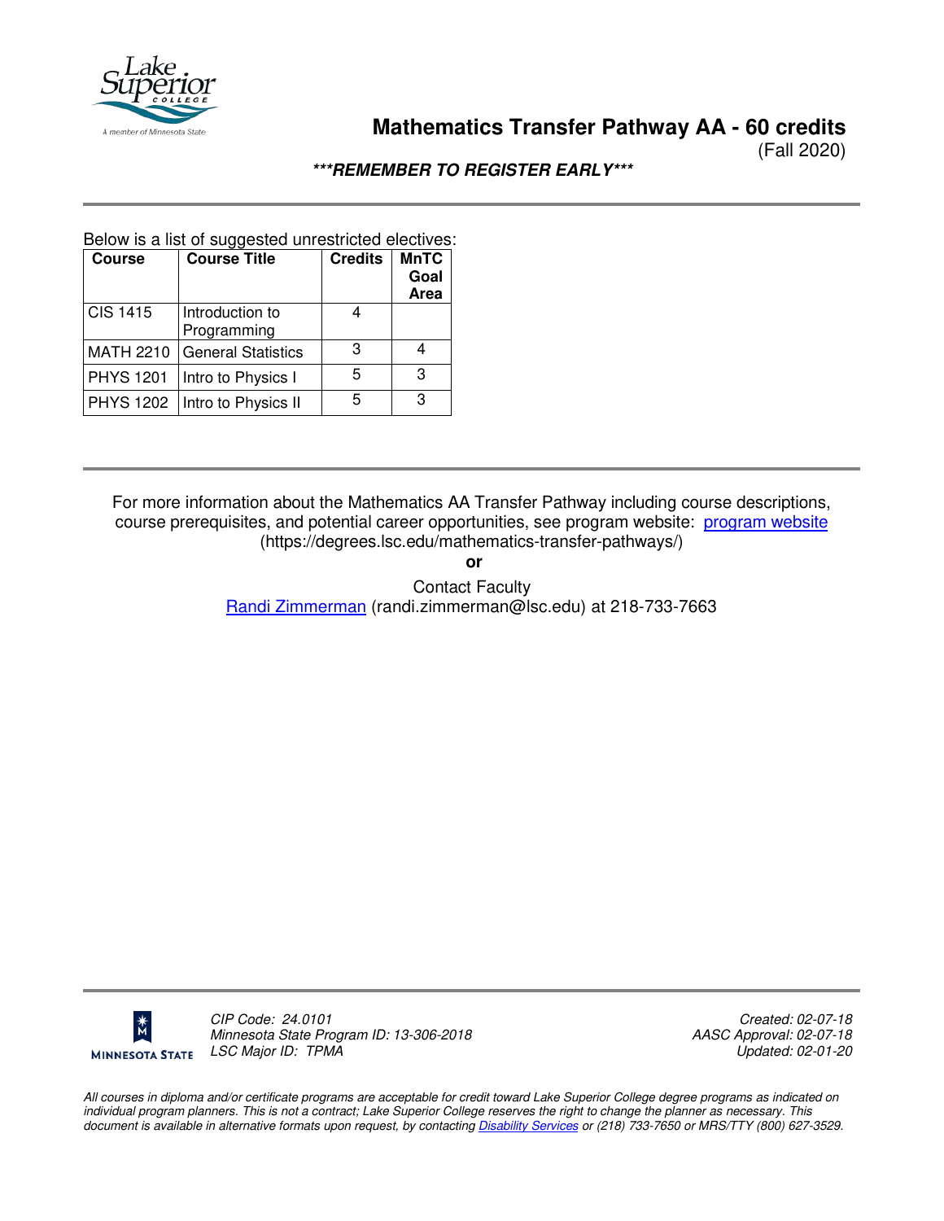# Mathematics Transfer Pathway AA - 60 credits

(Fall 2020)

***REMEMBER TO REGISTER EARLY***

Below is a list of suggested unrestricted electives:

| Course | Course Title | Credits | MnTC Goal Area |
|---|---|---|---|
| CIS 1415 | Introduction to Programming | 4 | |
| MATH 2210 | General Statistics | 3 | 4 |
| PHYS 1201 | Intro to Physics I | 5 | 3 |
| PHYS 1202 | Intro to Physics II | 5 | 3 |

For more information about the Mathematics AA Transfer Pathway including course descriptions, course prerequisites, and potential career opportunities, see program website: program website (https://degrees.lsc.edu/mathematics-transfer-pathways/)

**or**

Contact Faculty
Randi Zimmerman (randi.zimmerman@lsc.edu) at 218-733-7663

*CIP Code: 24.0101*
*Minnesota State Program ID: 13-306-2018*
*LSC Major ID: TPMA*

*Created: 02-07-18*
*AASC Approval: 02-07-18*
*Updated: 02-01-20*

*All courses in diploma and/or certificate programs are acceptable for credit toward Lake Superior College degree programs as indicated on individual program planners. This is not a contract; Lake Superior College reserves the right to change the planner as necessary. This document is available in alternative formats upon request, by contacting Disability Services or (218) 733-7650 or MRS/TTY (800) 627-3529.*